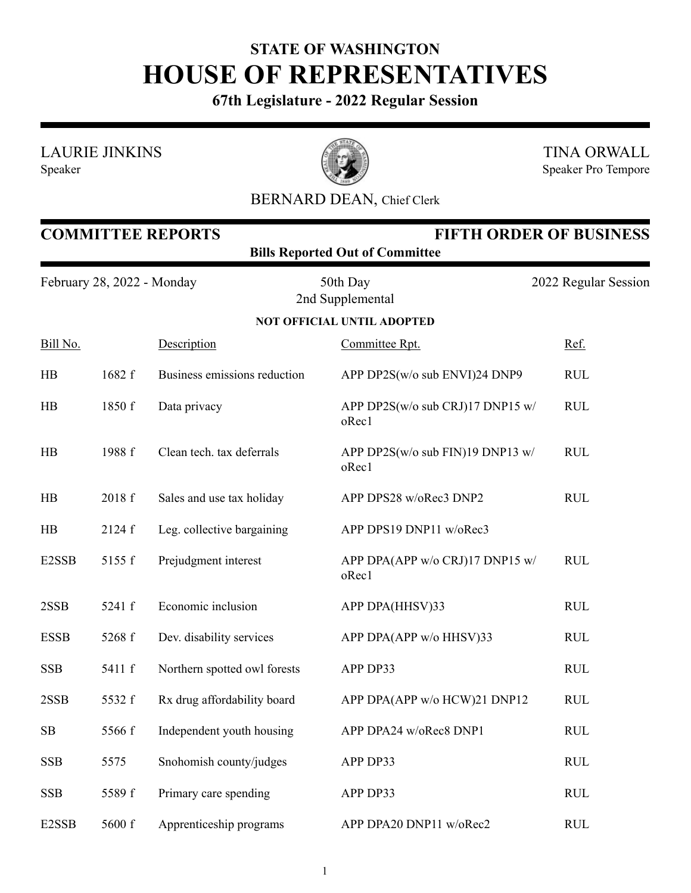# STATE OF WASHINGTON
# HOUSE OF REPRESENTATIVES

**67th Legislature - 2022 Regular Session**

LAURIE JINKINS
Speaker

TINA ORWALL
Speaker Pro Tempore

BERNARD DEAN, Chief Clerk

## COMMITTEE REPORTS — FIFTH ORDER OF BUSINESS

**Bills Reported Out of Committee**

February 28, 2022 - Monday — 50th Day, 2nd Supplemental — 2022 Regular Session

**NOT OFFICIAL UNTIL ADOPTED**

| Bill No. | | Description | Committee Rpt. | Ref. |
|---|---|---|---|---|
| HB | 1682 f | Business emissions reduction | APP DP2S(w/o sub ENVI)24 DNP9 | RUL |
| HB | 1850 f | Data privacy | APP DP2S(w/o sub CRJ)17 DNP15 w/oRec1 | RUL |
| HB | 1988 f | Clean tech. tax deferrals | APP DP2S(w/o sub FIN)19 DNP13 w/oRec1 | RUL |
| HB | 2018 f | Sales and use tax holiday | APP DPS28 w/oRec3 DNP2 | RUL |
| HB | 2124 f | Leg. collective bargaining | APP DPS19 DNP11 w/oRec3 | |
| E2SSB | 5155 f | Prejudgment interest | APP DPA(APP w/o CRJ)17 DNP15 w/oRec1 | RUL |
| 2SSB | 5241 f | Economic inclusion | APP DPA(HHSV)33 | RUL |
| ESSB | 5268 f | Dev. disability services | APP DPA(APP w/o HHSV)33 | RUL |
| SSB | 5411 f | Northern spotted owl forests | APP DP33 | RUL |
| 2SSB | 5532 f | Rx drug affordability board | APP DPA(APP w/o HCW)21 DNP12 | RUL |
| SB | 5566 f | Independent youth housing | APP DPA24 w/oRec8 DNP1 | RUL |
| SSB | 5575 | Snohomish county/judges | APP DP33 | RUL |
| SSB | 5589 f | Primary care spending | APP DP33 | RUL |
| E2SSB | 5600 f | Apprenticeship programs | APP DPA20 DNP11 w/oRec2 | RUL |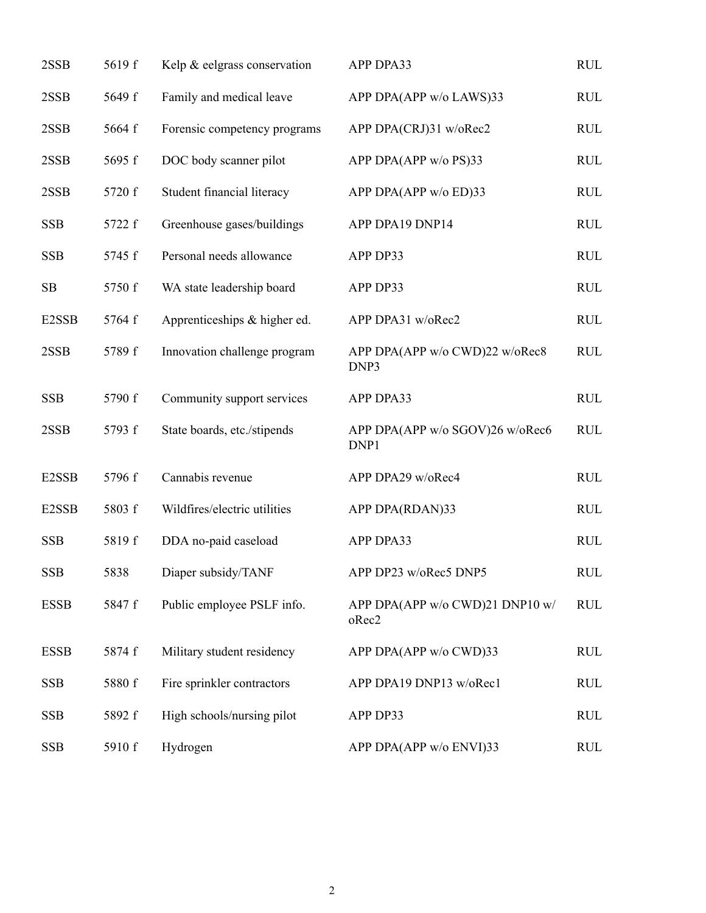| | | | | |
|---|---|---|---|---|
| 2SSB | 5619 f | Kelp & eelgrass conservation | APP DPA33 | RUL |
| 2SSB | 5649 f | Family and medical leave | APP DPA(APP w/o LAWS)33 | RUL |
| 2SSB | 5664 f | Forensic competency programs | APP DPA(CRJ)31 w/oRec2 | RUL |
| 2SSB | 5695 f | DOC body scanner pilot | APP DPA(APP w/o PS)33 | RUL |
| 2SSB | 5720 f | Student financial literacy | APP DPA(APP w/o ED)33 | RUL |
| SSB | 5722 f | Greenhouse gases/buildings | APP DPA19 DNP14 | RUL |
| SSB | 5745 f | Personal needs allowance | APP DP33 | RUL |
| SB | 5750 f | WA state leadership board | APP DP33 | RUL |
| E2SSB | 5764 f | Apprenticeships & higher ed. | APP DPA31 w/oRec2 | RUL |
| 2SSB | 5789 f | Innovation challenge program | APP DPA(APP w/o CWD)22 w/oRec8 DNP3 | RUL |
| SSB | 5790 f | Community support services | APP DPA33 | RUL |
| 2SSB | 5793 f | State boards, etc./stipends | APP DPA(APP w/o SGOV)26 w/oRec6 DNP1 | RUL |
| E2SSB | 5796 f | Cannabis revenue | APP DPA29 w/oRec4 | RUL |
| E2SSB | 5803 f | Wildfires/electric utilities | APP DPA(RDAN)33 | RUL |
| SSB | 5819 f | DDA no-paid caseload | APP DPA33 | RUL |
| SSB | 5838 | Diaper subsidy/TANF | APP DP23 w/oRec5 DNP5 | RUL |
| ESSB | 5847 f | Public employee PSLF info. | APP DPA(APP w/o CWD)21 DNP10 w/oRec2 | RUL |
| ESSB | 5874 f | Military student residency | APP DPA(APP w/o CWD)33 | RUL |
| SSB | 5880 f | Fire sprinkler contractors | APP DPA19 DNP13 w/oRec1 | RUL |
| SSB | 5892 f | High schools/nursing pilot | APP DP33 | RUL |
| SSB | 5910 f | Hydrogen | APP DPA(APP w/o ENVI)33 | RUL |